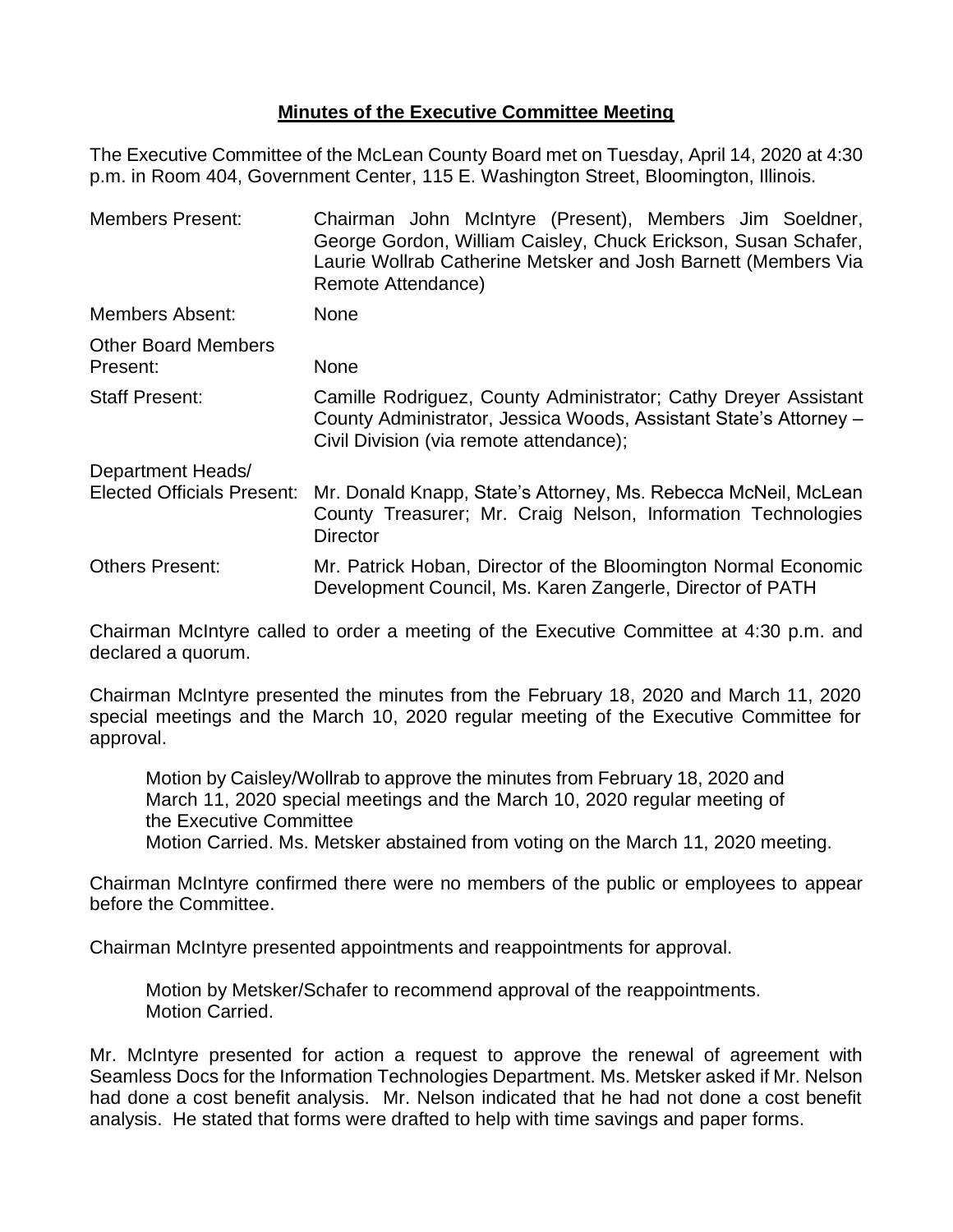**Minutes of the Executive Committee Meeting**

The Executive Committee of the McLean County Board met on Tuesday, April 14, 2020 at 4:30 p.m. in Room 404, Government Center, 115 E. Washington Street, Bloomington, Illinois.

| | |
|---|---|
| Members Present: | Chairman John McIntyre (Present), Members Jim Soeldner, George Gordon, William Caisley, Chuck Erickson, Susan Schafer, Laurie Wollrab Catherine Metsker and Josh Barnett (Members Via Remote Attendance) |
| Members Absent: | None |
| Other Board Members Present: | None |
| Staff Present: | Camille Rodriguez, County Administrator; Cathy Dreyer Assistant County Administrator, Jessica Woods, Assistant State's Attorney – Civil Division (via remote attendance); |
| Department Heads/ Elected Officials Present: | Mr. Donald Knapp, State's Attorney, Ms. Rebecca McNeil, McLean County Treasurer; Mr. Craig Nelson, Information Technologies Director |
| Others Present: | Mr. Patrick Hoban, Director of the Bloomington Normal Economic Development Council, Ms. Karen Zangerle, Director of PATH |

Chairman McIntyre called to order a meeting of the Executive Committee at 4:30 p.m. and declared a quorum.

Chairman McIntyre presented the minutes from the February 18, 2020 and March 11, 2020 special meetings and the March 10, 2020 regular meeting of the Executive Committee for approval.

> Motion by Caisley/Wollrab to approve the minutes from February 18, 2020 and March 11, 2020 special meetings and the March 10, 2020 regular meeting of the Executive Committee
> Motion Carried. Ms. Metsker abstained from voting on the March 11, 2020 meeting.

Chairman McIntyre confirmed there were no members of the public or employees to appear before the Committee.

Chairman McIntyre presented appointments and reappointments for approval.

> Motion by Metsker/Schafer to recommend approval of the reappointments.
> Motion Carried.

Mr. McIntyre presented for action a request to approve the renewal of agreement with Seamless Docs for the Information Technologies Department. Ms. Metsker asked if Mr. Nelson had done a cost benefit analysis. Mr. Nelson indicated that he had not done a cost benefit analysis. He stated that forms were drafted to help with time savings and paper forms.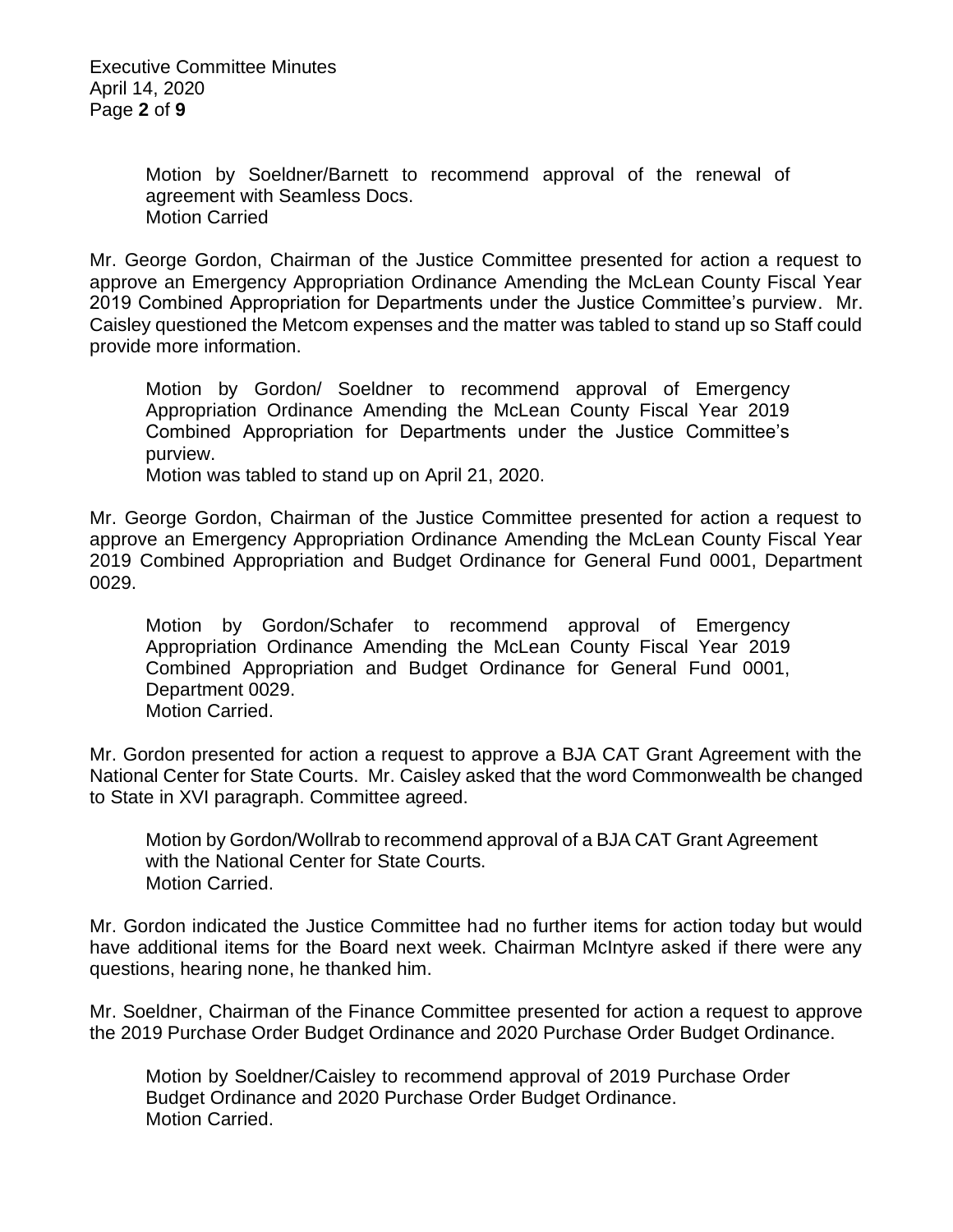Motion by Soeldner/Barnett to recommend approval of the renewal of agreement with Seamless Docs.
Motion Carried

Mr. George Gordon, Chairman of the Justice Committee presented for action a request to approve an Emergency Appropriation Ordinance Amending the McLean County Fiscal Year 2019 Combined Appropriation for Departments under the Justice Committee's purview. Mr. Caisley questioned the Metcom expenses and the matter was tabled to stand up so Staff could provide more information.

Motion by Gordon/ Soeldner to recommend approval of Emergency Appropriation Ordinance Amending the McLean County Fiscal Year 2019 Combined Appropriation for Departments under the Justice Committee's purview.
Motion was tabled to stand up on April 21, 2020.

Mr. George Gordon, Chairman of the Justice Committee presented for action a request to approve an Emergency Appropriation Ordinance Amending the McLean County Fiscal Year 2019 Combined Appropriation and Budget Ordinance for General Fund 0001, Department 0029.

Motion by Gordon/Schafer to recommend approval of Emergency Appropriation Ordinance Amending the McLean County Fiscal Year 2019 Combined Appropriation and Budget Ordinance for General Fund 0001, Department 0029.
Motion Carried.

Mr. Gordon presented for action a request to approve a BJA CAT Grant Agreement with the National Center for State Courts. Mr. Caisley asked that the word Commonwealth be changed to State in XVI paragraph. Committee agreed.

Motion by Gordon/Wollrab to recommend approval of a BJA CAT Grant Agreement with the National Center for State Courts.
Motion Carried.

Mr. Gordon indicated the Justice Committee had no further items for action today but would have additional items for the Board next week. Chairman McIntyre asked if there were any questions, hearing none, he thanked him.

Mr. Soeldner, Chairman of the Finance Committee presented for action a request to approve the 2019 Purchase Order Budget Ordinance and 2020 Purchase Order Budget Ordinance.

Motion by Soeldner/Caisley to recommend approval of 2019 Purchase Order Budget Ordinance and 2020 Purchase Order Budget Ordinance.
Motion Carried.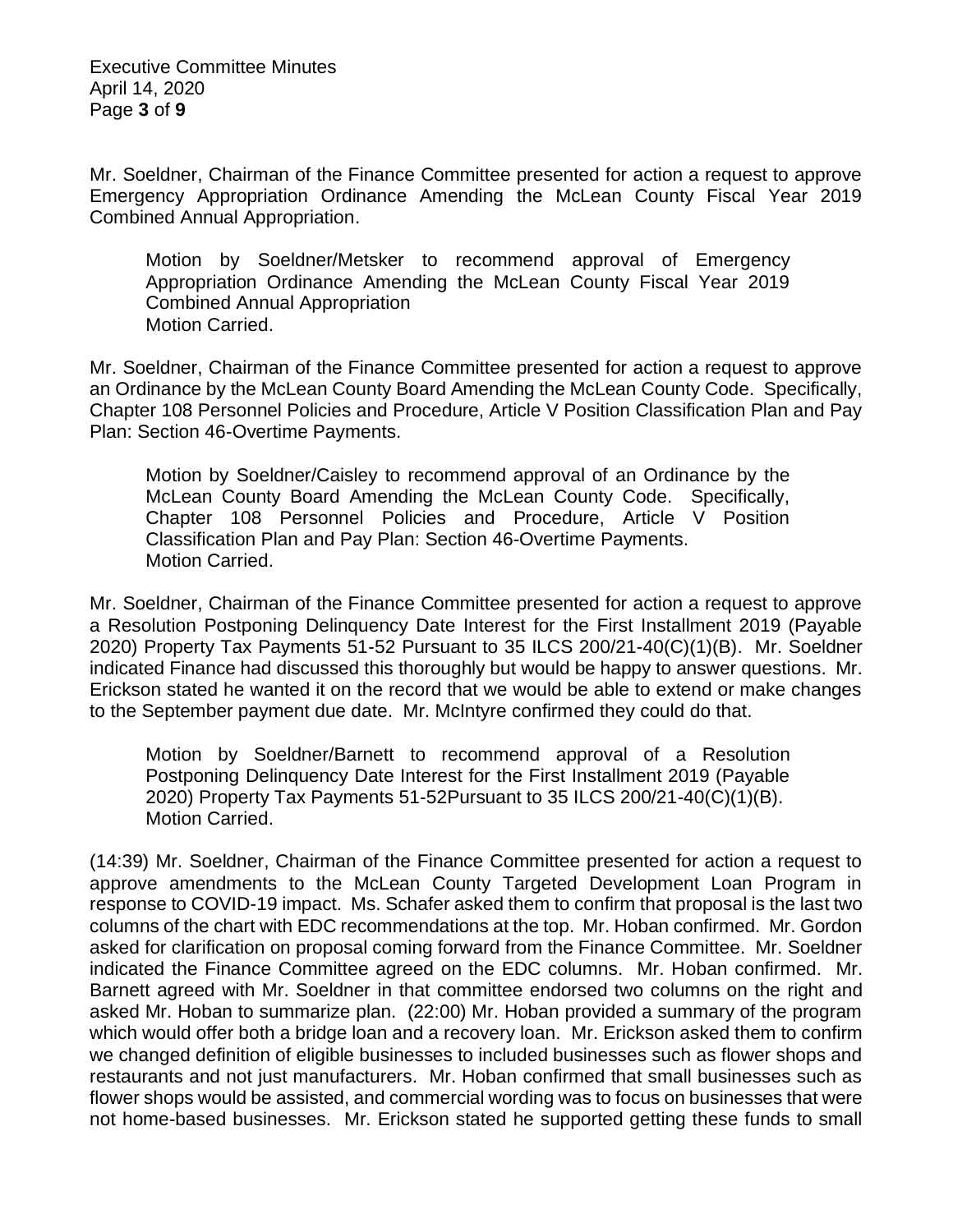Mr. Soeldner, Chairman of the Finance Committee presented for action a request to approve Emergency Appropriation Ordinance Amending the McLean County Fiscal Year 2019 Combined Annual Appropriation.

> Motion by Soeldner/Metsker to recommend approval of Emergency Appropriation Ordinance Amending the McLean County Fiscal Year 2019 Combined Annual Appropriation
> Motion Carried.

Mr. Soeldner, Chairman of the Finance Committee presented for action a request to approve an Ordinance by the McLean County Board Amending the McLean County Code. Specifically, Chapter 108 Personnel Policies and Procedure, Article V Position Classification Plan and Pay Plan: Section 46-Overtime Payments.

> Motion by Soeldner/Caisley to recommend approval of an Ordinance by the McLean County Board Amending the McLean County Code. Specifically, Chapter 108 Personnel Policies and Procedure, Article V Position Classification Plan and Pay Plan: Section 46-Overtime Payments.
> Motion Carried.

Mr. Soeldner, Chairman of the Finance Committee presented for action a request to approve a Resolution Postponing Delinquency Date Interest for the First Installment 2019 (Payable 2020) Property Tax Payments 51-52 Pursuant to 35 ILCS 200/21-40(C)(1)(B). Mr. Soeldner indicated Finance had discussed this thoroughly but would be happy to answer questions. Mr. Erickson stated he wanted it on the record that we would be able to extend or make changes to the September payment due date. Mr. McIntyre confirmed they could do that.

> Motion by Soeldner/Barnett to recommend approval of a Resolution Postponing Delinquency Date Interest for the First Installment 2019 (Payable 2020) Property Tax Payments 51-52Pursuant to 35 ILCS 200/21-40(C)(1)(B).
> Motion Carried.

(14:39) Mr. Soeldner, Chairman of the Finance Committee presented for action a request to approve amendments to the McLean County Targeted Development Loan Program in response to COVID-19 impact. Ms. Schafer asked them to confirm that proposal is the last two columns of the chart with EDC recommendations at the top. Mr. Hoban confirmed. Mr. Gordon asked for clarification on proposal coming forward from the Finance Committee. Mr. Soeldner indicated the Finance Committee agreed on the EDC columns. Mr. Hoban confirmed. Mr. Barnett agreed with Mr. Soeldner in that committee endorsed two columns on the right and asked Mr. Hoban to summarize plan. (22:00) Mr. Hoban provided a summary of the program which would offer both a bridge loan and a recovery loan. Mr. Erickson asked them to confirm we changed definition of eligible businesses to included businesses such as flower shops and restaurants and not just manufacturers. Mr. Hoban confirmed that small businesses such as flower shops would be assisted, and commercial wording was to focus on businesses that were not home-based businesses. Mr. Erickson stated he supported getting these funds to small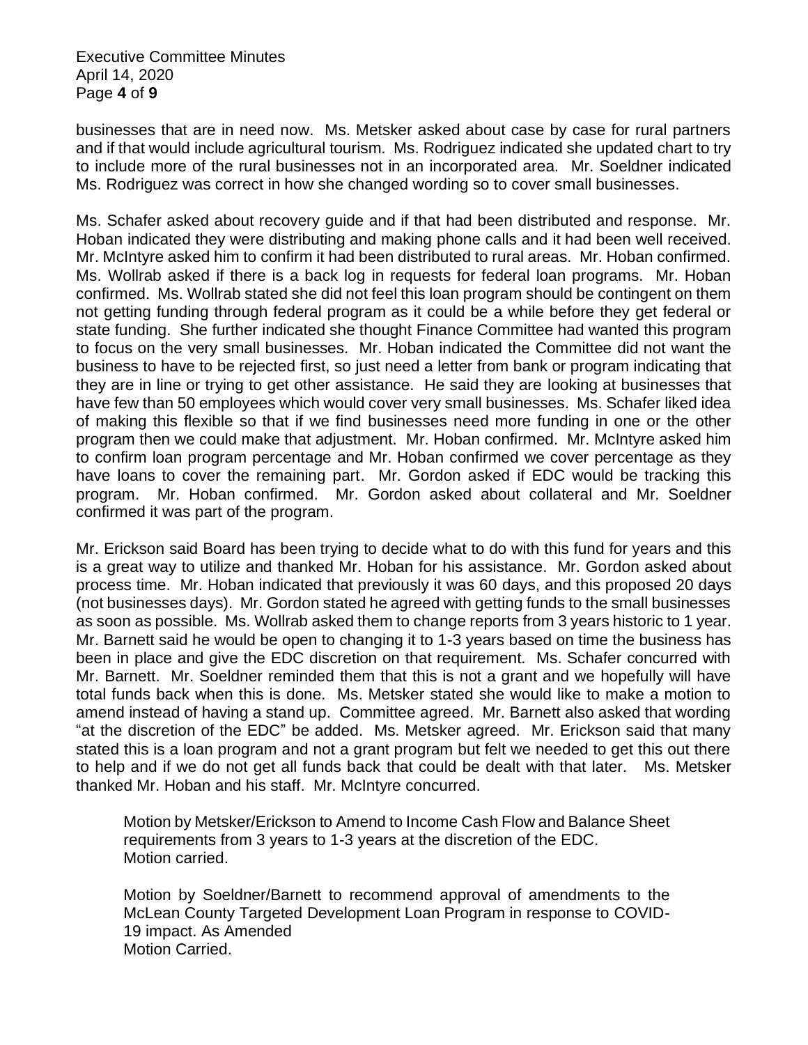businesses that are in need now. Ms. Metsker asked about case by case for rural partners and if that would include agricultural tourism. Ms. Rodriguez indicated she updated chart to try to include more of the rural businesses not in an incorporated area. Mr. Soeldner indicated Ms. Rodriguez was correct in how she changed wording so to cover small businesses.

Ms. Schafer asked about recovery guide and if that had been distributed and response. Mr. Hoban indicated they were distributing and making phone calls and it had been well received. Mr. McIntyre asked him to confirm it had been distributed to rural areas. Mr. Hoban confirmed. Ms. Wollrab asked if there is a back log in requests for federal loan programs. Mr. Hoban confirmed. Ms. Wollrab stated she did not feel this loan program should be contingent on them not getting funding through federal program as it could be a while before they get federal or state funding. She further indicated she thought Finance Committee had wanted this program to focus on the very small businesses. Mr. Hoban indicated the Committee did not want the business to have to be rejected first, so just need a letter from bank or program indicating that they are in line or trying to get other assistance. He said they are looking at businesses that have few than 50 employees which would cover very small businesses. Ms. Schafer liked idea of making this flexible so that if we find businesses need more funding in one or the other program then we could make that adjustment. Mr. Hoban confirmed. Mr. McIntyre asked him to confirm loan program percentage and Mr. Hoban confirmed we cover percentage as they have loans to cover the remaining part. Mr. Gordon asked if EDC would be tracking this program. Mr. Hoban confirmed. Mr. Gordon asked about collateral and Mr. Soeldner confirmed it was part of the program.

Mr. Erickson said Board has been trying to decide what to do with this fund for years and this is a great way to utilize and thanked Mr. Hoban for his assistance. Mr. Gordon asked about process time. Mr. Hoban indicated that previously it was 60 days, and this proposed 20 days (not businesses days). Mr. Gordon stated he agreed with getting funds to the small businesses as soon as possible. Ms. Wollrab asked them to change reports from 3 years historic to 1 year. Mr. Barnett said he would be open to changing it to 1-3 years based on time the business has been in place and give the EDC discretion on that requirement. Ms. Schafer concurred with Mr. Barnett. Mr. Soeldner reminded them that this is not a grant and we hopefully will have total funds back when this is done. Ms. Metsker stated she would like to make a motion to amend instead of having a stand up. Committee agreed. Mr. Barnett also asked that wording "at the discretion of the EDC" be added. Ms. Metsker agreed. Mr. Erickson said that many stated this is a loan program and not a grant program but felt we needed to get this out there to help and if we do not get all funds back that could be dealt with that later. Ms. Metsker thanked Mr. Hoban and his staff. Mr. McIntyre concurred.

> Motion by Metsker/Erickson to Amend to Income Cash Flow and Balance Sheet requirements from 3 years to 1-3 years at the discretion of the EDC.
> Motion carried.
>
> Motion by Soeldner/Barnett to recommend approval of amendments to the McLean County Targeted Development Loan Program in response to COVID-19 impact. As Amended
> Motion Carried.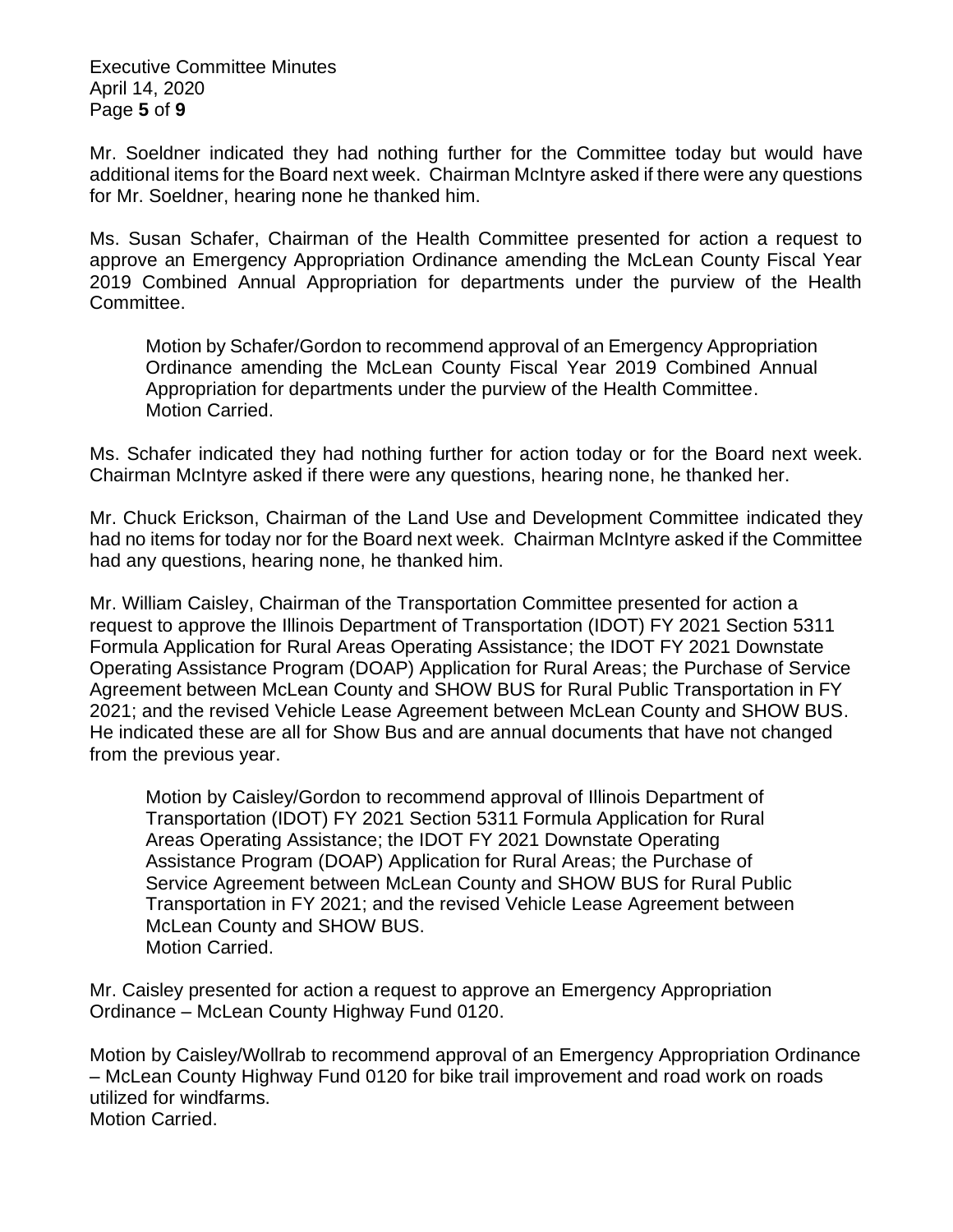Mr. Soeldner indicated they had nothing further for the Committee today but would have additional items for the Board next week. Chairman McIntyre asked if there were any questions for Mr. Soeldner, hearing none he thanked him.

Ms. Susan Schafer, Chairman of the Health Committee presented for action a request to approve an Emergency Appropriation Ordinance amending the McLean County Fiscal Year 2019 Combined Annual Appropriation for departments under the purview of the Health Committee.

> Motion by Schafer/Gordon to recommend approval of an Emergency Appropriation Ordinance amending the McLean County Fiscal Year 2019 Combined Annual Appropriation for departments under the purview of the Health Committee.
> Motion Carried.

Ms. Schafer indicated they had nothing further for action today or for the Board next week. Chairman McIntyre asked if there were any questions, hearing none, he thanked her.

Mr. Chuck Erickson, Chairman of the Land Use and Development Committee indicated they had no items for today nor for the Board next week. Chairman McIntyre asked if the Committee had any questions, hearing none, he thanked him.

Mr. William Caisley, Chairman of the Transportation Committee presented for action a request to approve the Illinois Department of Transportation (IDOT) FY 2021 Section 5311 Formula Application for Rural Areas Operating Assistance; the IDOT FY 2021 Downstate Operating Assistance Program (DOAP) Application for Rural Areas; the Purchase of Service Agreement between McLean County and SHOW BUS for Rural Public Transportation in FY 2021; and the revised Vehicle Lease Agreement between McLean County and SHOW BUS. He indicated these are all for Show Bus and are annual documents that have not changed from the previous year.

> Motion by Caisley/Gordon to recommend approval of Illinois Department of Transportation (IDOT) FY 2021 Section 5311 Formula Application for Rural Areas Operating Assistance; the IDOT FY 2021 Downstate Operating Assistance Program (DOAP) Application for Rural Areas; the Purchase of Service Agreement between McLean County and SHOW BUS for Rural Public Transportation in FY 2021; and the revised Vehicle Lease Agreement between McLean County and SHOW BUS.
> Motion Carried.

Mr. Caisley presented for action a request to approve an Emergency Appropriation Ordinance – McLean County Highway Fund 0120.

Motion by Caisley/Wollrab to recommend approval of an Emergency Appropriation Ordinance – McLean County Highway Fund 0120 for bike trail improvement and road work on roads utilized for windfarms.
Motion Carried.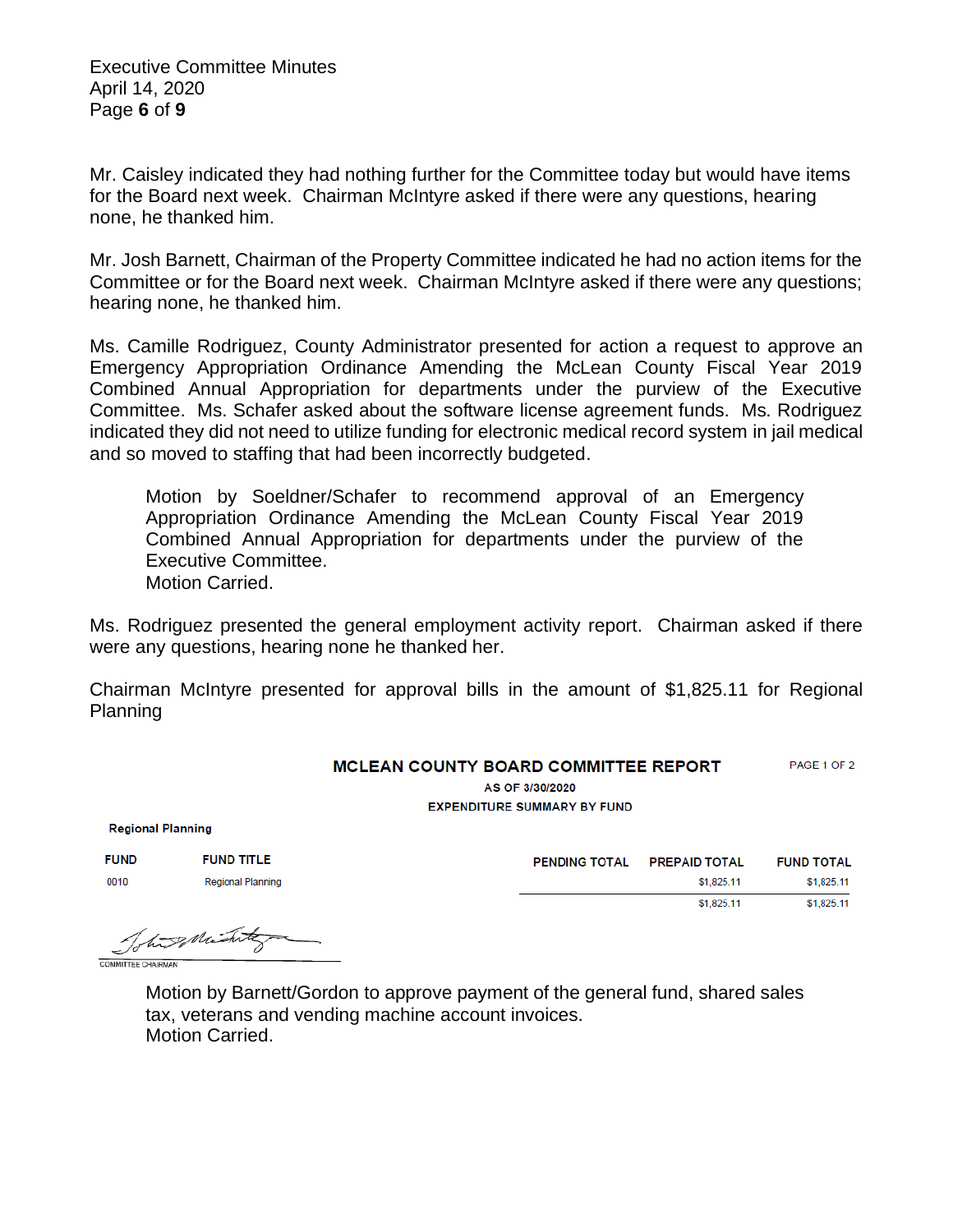Mr. Caisley indicated they had nothing further for the Committee today but would have items for the Board next week. Chairman McIntyre asked if there were any questions, hearing none, he thanked him.

Mr. Josh Barnett, Chairman of the Property Committee indicated he had no action items for the Committee or for the Board next week. Chairman McIntyre asked if there were any questions; hearing none, he thanked him.

Ms. Camille Rodriguez, County Administrator presented for action a request to approve an Emergency Appropriation Ordinance Amending the McLean County Fiscal Year 2019 Combined Annual Appropriation for departments under the purview of the Executive Committee. Ms. Schafer asked about the software license agreement funds. Ms. Rodriguez indicated they did not need to utilize funding for electronic medical record system in jail medical and so moved to staffing that had been incorrectly budgeted.

> Motion by Soeldner/Schafer to recommend approval of an Emergency Appropriation Ordinance Amending the McLean County Fiscal Year 2019 Combined Annual Appropriation for departments under the purview of the Executive Committee.
> Motion Carried.

Ms. Rodriguez presented the general employment activity report. Chairman asked if there were any questions, hearing none he thanked her.

Chairman McIntyre presented for approval bills in the amount of $1,825.11 for Regional Planning

**MCLEAN COUNTY BOARD COMMITTEE REPORT** PAGE 1 OF 2

**AS OF 3/30/2020**

**EXPENDITURE SUMMARY BY FUND**

**Regional Planning**

| FUND | FUND TITLE | PENDING TOTAL | PREPAID TOTAL | FUND TOTAL |
|---|---|---|---|---|
| 0010 | Regional Planning | | $1,825.11 | $1,825.11 |
| | | | $1,825.11 | $1,825.11 |

COMMITTEE CHAIRMAN

> Motion by Barnett/Gordon to approve payment of the general fund, shared sales tax, veterans and vending machine account invoices.
> Motion Carried.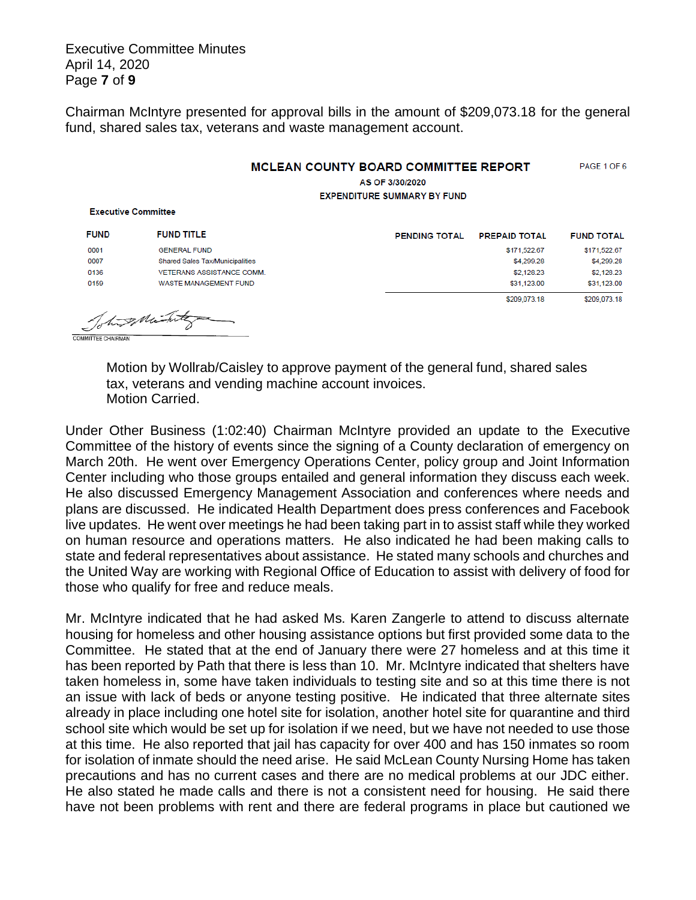Chairman McIntyre presented for approval bills in the amount of $209,073.18 for the general fund, shared sales tax, veterans and waste management account.

**MCLEAN COUNTY BOARD COMMITTEE REPORT**

PAGE 1 OF 6

AS OF 3/30/2020

EXPENDITURE SUMMARY BY FUND

**Executive Committee**

| FUND | FUND TITLE | PENDING TOTAL | PREPAID TOTAL | FUND TOTAL |
|---|---|---|---|---|
| 0001 | GENERAL FUND | | $171,522.67 | $171,522.67 |
| 0007 | Shared Sales Tax/Municipalities | | $4,299.28 | $4,299.28 |
| 0136 | VETERANS ASSISTANCE COMM. | | $2,128.23 | $2,128.23 |
| 0159 | WASTE MANAGEMENT FUND | | $31,123.00 | $31,123.00 |
| | | | $209,073.18 | $209,073.18 |

COMMITTEE CHAIRMAN

> Motion by Wollrab/Caisley to approve payment of the general fund, shared sales tax, veterans and vending machine account invoices.
> Motion Carried.

Under Other Business (1:02:40) Chairman McIntyre provided an update to the Executive Committee of the history of events since the signing of a County declaration of emergency on March 20th. He went over Emergency Operations Center, policy group and Joint Information Center including who those groups entailed and general information they discuss each week. He also discussed Emergency Management Association and conferences where needs and plans are discussed. He indicated Health Department does press conferences and Facebook live updates. He went over meetings he had been taking part in to assist staff while they worked on human resource and operations matters. He also indicated he had been making calls to state and federal representatives about assistance. He stated many schools and churches and the United Way are working with Regional Office of Education to assist with delivery of food for those who qualify for free and reduce meals.

Mr. McIntyre indicated that he had asked Ms. Karen Zangerle to attend to discuss alternate housing for homeless and other housing assistance options but first provided some data to the Committee. He stated that at the end of January there were 27 homeless and at this time it has been reported by Path that there is less than 10. Mr. McIntyre indicated that shelters have taken homeless in, some have taken individuals to testing site and so at this time there is not an issue with lack of beds or anyone testing positive. He indicated that three alternate sites already in place including one hotel site for isolation, another hotel site for quarantine and third school site which would be set up for isolation if we need, but we have not needed to use those at this time. He also reported that jail has capacity for over 400 and has 150 inmates so room for isolation of inmate should the need arise. He said McLean County Nursing Home has taken precautions and has no current cases and there are no medical problems at our JDC either. He also stated he made calls and there is not a consistent need for housing. He said there have not been problems with rent and there are federal programs in place but cautioned we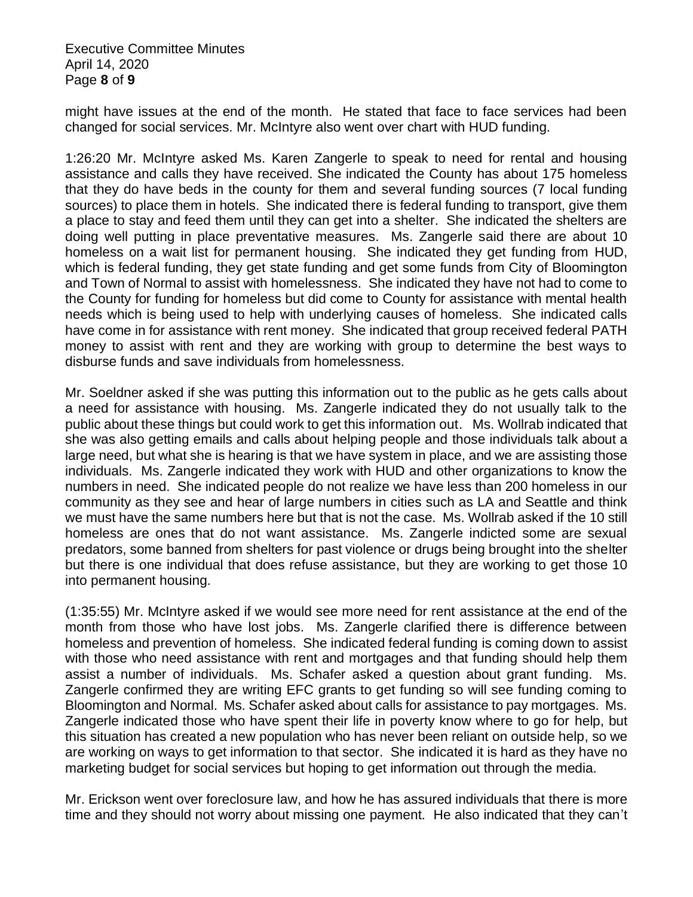might have issues at the end of the month. He stated that face to face services had been changed for social services. Mr. McIntyre also went over chart with HUD funding.

1:26:20 Mr. McIntyre asked Ms. Karen Zangerle to speak to need for rental and housing assistance and calls they have received. She indicated the County has about 175 homeless that they do have beds in the county for them and several funding sources (7 local funding sources) to place them in hotels. She indicated there is federal funding to transport, give them a place to stay and feed them until they can get into a shelter. She indicated the shelters are doing well putting in place preventative measures. Ms. Zangerle said there are about 10 homeless on a wait list for permanent housing. She indicated they get funding from HUD, which is federal funding, they get state funding and get some funds from City of Bloomington and Town of Normal to assist with homelessness. She indicated they have not had to come to the County for funding for homeless but did come to County for assistance with mental health needs which is being used to help with underlying causes of homeless. She indicated calls have come in for assistance with rent money. She indicated that group received federal PATH money to assist with rent and they are working with group to determine the best ways to disburse funds and save individuals from homelessness.

Mr. Soeldner asked if she was putting this information out to the public as he gets calls about a need for assistance with housing. Ms. Zangerle indicated they do not usually talk to the public about these things but could work to get this information out. Ms. Wollrab indicated that she was also getting emails and calls about helping people and those individuals talk about a large need, but what she is hearing is that we have system in place, and we are assisting those individuals. Ms. Zangerle indicated they work with HUD and other organizations to know the numbers in need. She indicated people do not realize we have less than 200 homeless in our community as they see and hear of large numbers in cities such as LA and Seattle and think we must have the same numbers here but that is not the case. Ms. Wollrab asked if the 10 still homeless are ones that do not want assistance. Ms. Zangerle indicted some are sexual predators, some banned from shelters for past violence or drugs being brought into the shelter but there is one individual that does refuse assistance, but they are working to get those 10 into permanent housing.

(1:35:55) Mr. McIntyre asked if we would see more need for rent assistance at the end of the month from those who have lost jobs. Ms. Zangerle clarified there is difference between homeless and prevention of homeless. She indicated federal funding is coming down to assist with those who need assistance with rent and mortgages and that funding should help them assist a number of individuals. Ms. Schafer asked a question about grant funding. Ms. Zangerle confirmed they are writing EFC grants to get funding so will see funding coming to Bloomington and Normal. Ms. Schafer asked about calls for assistance to pay mortgages. Ms. Zangerle indicated those who have spent their life in poverty know where to go for help, but this situation has created a new population who has never been reliant on outside help, so we are working on ways to get information to that sector. She indicated it is hard as they have no marketing budget for social services but hoping to get information out through the media.

Mr. Erickson went over foreclosure law, and how he has assured individuals that there is more time and they should not worry about missing one payment. He also indicated that they can't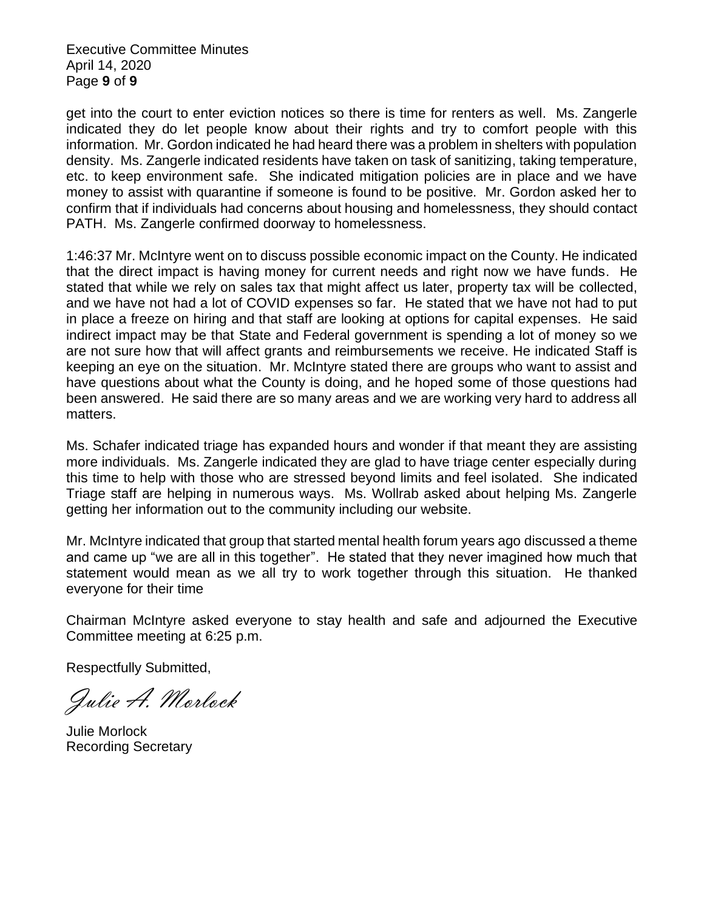get into the court to enter eviction notices so there is time for renters as well. Ms. Zangerle indicated they do let people know about their rights and try to comfort people with this information. Mr. Gordon indicated he had heard there was a problem in shelters with population density. Ms. Zangerle indicated residents have taken on task of sanitizing, taking temperature, etc. to keep environment safe. She indicated mitigation policies are in place and we have money to assist with quarantine if someone is found to be positive. Mr. Gordon asked her to confirm that if individuals had concerns about housing and homelessness, they should contact PATH. Ms. Zangerle confirmed doorway to homelessness.

1:46:37 Mr. McIntyre went on to discuss possible economic impact on the County. He indicated that the direct impact is having money for current needs and right now we have funds. He stated that while we rely on sales tax that might affect us later, property tax will be collected, and we have not had a lot of COVID expenses so far. He stated that we have not had to put in place a freeze on hiring and that staff are looking at options for capital expenses. He said indirect impact may be that State and Federal government is spending a lot of money so we are not sure how that will affect grants and reimbursements we receive. He indicated Staff is keeping an eye on the situation. Mr. McIntyre stated there are groups who want to assist and have questions about what the County is doing, and he hoped some of those questions had been answered. He said there are so many areas and we are working very hard to address all matters.

Ms. Schafer indicated triage has expanded hours and wonder if that meant they are assisting more individuals. Ms. Zangerle indicated they are glad to have triage center especially during this time to help with those who are stressed beyond limits and feel isolated. She indicated Triage staff are helping in numerous ways. Ms. Wollrab asked about helping Ms. Zangerle getting her information out to the community including our website.

Mr. McIntyre indicated that group that started mental health forum years ago discussed a theme and came up "we are all in this together". He stated that they never imagined how much that statement would mean as we all try to work together through this situation. He thanked everyone for their time

Chairman McIntyre asked everyone to stay health and safe and adjourned the Executive Committee meeting at 6:25 p.m.

Respectfully Submitted,

*Julie A. Morlock*

Julie Morlock
Recording Secretary